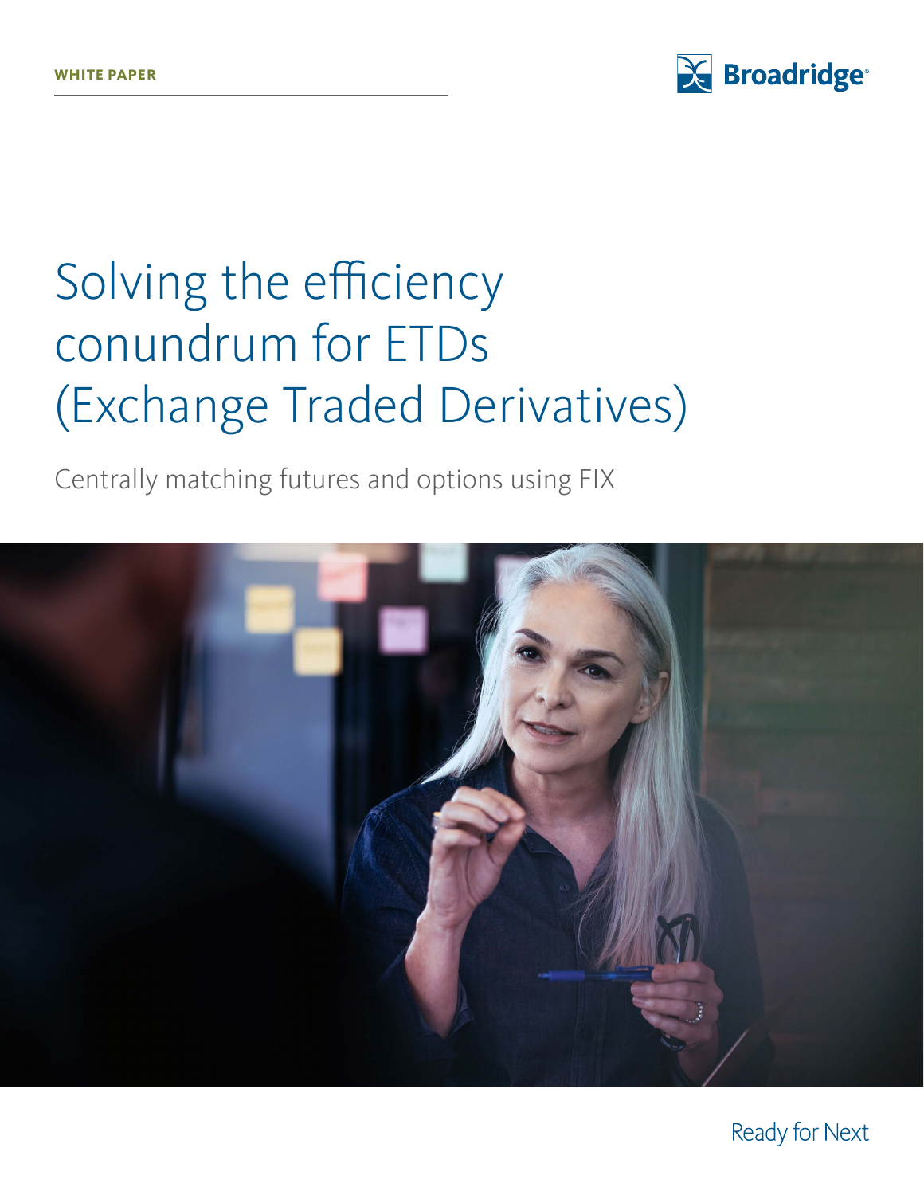WHITE PAPER

Broadridge

# Solving the efficiency conundrum for ETDs (Exchange Traded Derivatives)

Centrally matching futures and options using FIX

Ready for Next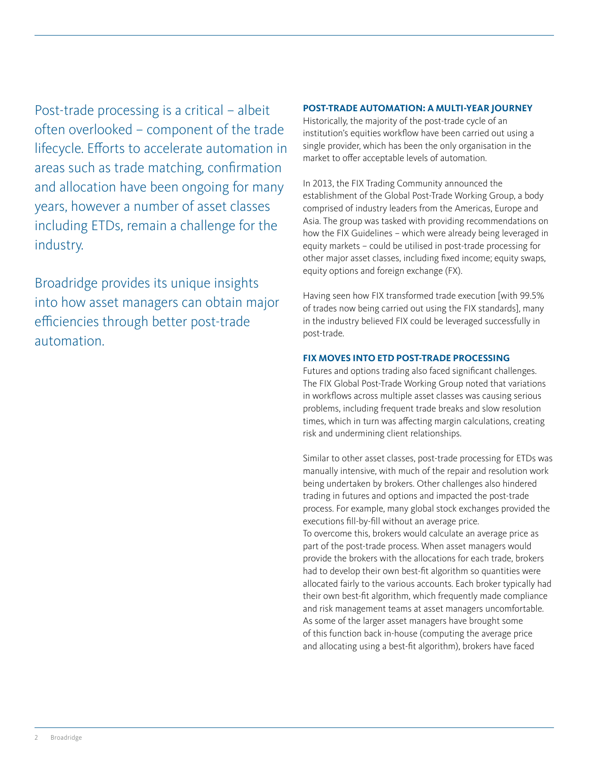Post-trade processing is a critical – albeit often overlooked – component of the trade lifecycle. Efforts to accelerate automation in areas such as trade matching, confirmation and allocation have been ongoing for many years, however a number of asset classes including ETDs, remain a challenge for the industry.

Broadridge provides its unique insights into how asset managers can obtain major efficiencies through better post-trade automation.

## POST-TRADE AUTOMATION: A MULTI-YEAR JOURNEY

Historically, the majority of the post-trade cycle of an institution's equities workflow have been carried out using a single provider, which has been the only organisation in the market to offer acceptable levels of automation.

In 2013, the FIX Trading Community announced the establishment of the Global Post-Trade Working Group, a body comprised of industry leaders from the Americas, Europe and Asia. The group was tasked with providing recommendations on how the FIX Guidelines – which were already being leveraged in equity markets – could be utilised in post-trade processing for other major asset classes, including fixed income; equity swaps, equity options and foreign exchange (FX).

Having seen how FIX transformed trade execution [with 99.5% of trades now being carried out using the FIX standards], many in the industry believed FIX could be leveraged successfully in post-trade.

## FIX MOVES INTO ETD POST-TRADE PROCESSING

Futures and options trading also faced significant challenges. The FIX Global Post-Trade Working Group noted that variations in workflows across multiple asset classes was causing serious problems, including frequent trade breaks and slow resolution times, which in turn was affecting margin calculations, creating risk and undermining client relationships.

Similar to other asset classes, post-trade processing for ETDs was manually intensive, with much of the repair and resolution work being undertaken by brokers. Other challenges also hindered trading in futures and options and impacted the post-trade process. For example, many global stock exchanges provided the executions fill-by-fill without an average price.
To overcome this, brokers would calculate an average price as part of the post-trade process. When asset managers would provide the brokers with the allocations for each trade, brokers had to develop their own best-fit algorithm so quantities were allocated fairly to the various accounts. Each broker typically had their own best-fit algorithm, which frequently made compliance and risk management teams at asset managers uncomfortable. As some of the larger asset managers have brought some of this function back in-house (computing the average price and allocating using a best-fit algorithm), brokers have faced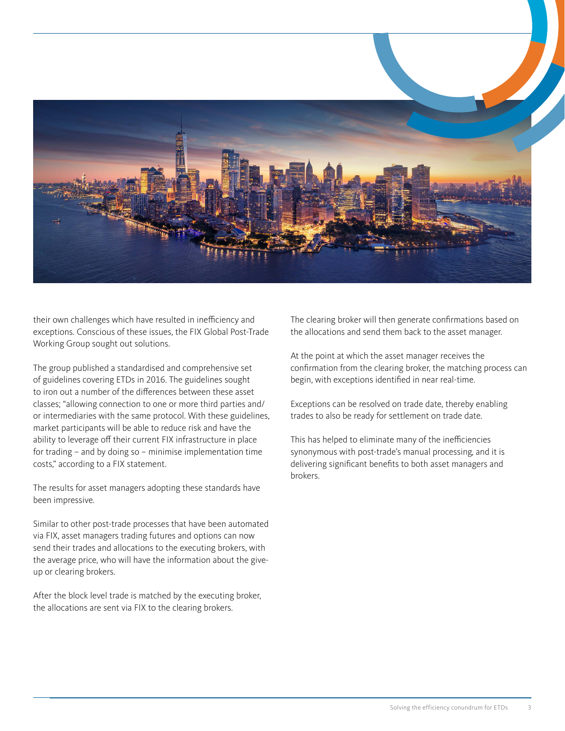their own challenges which have resulted in inefficiency and exceptions. Conscious of these issues, the FIX Global Post-Trade Working Group sought out solutions.

The group published a standardised and comprehensive set of guidelines covering ETDs in 2016. The guidelines sought to iron out a number of the differences between these asset classes; "allowing connection to one or more third parties and/or intermediaries with the same protocol. With these guidelines, market participants will be able to reduce risk and have the ability to leverage off their current FIX infrastructure in place for trading – and by doing so – minimise implementation time costs," according to a FIX statement.

The results for asset managers adopting these standards have been impressive.

Similar to other post-trade processes that have been automated via FIX, asset managers trading futures and options can now send their trades and allocations to the executing brokers, with the average price, who will have the information about the give-up or clearing brokers.

After the block level trade is matched by the executing broker, the allocations are sent via FIX to the clearing brokers.

The clearing broker will then generate confirmations based on the allocations and send them back to the asset manager.

At the point at which the asset manager receives the confirmation from the clearing broker, the matching process can begin, with exceptions identified in near real-time.

Exceptions can be resolved on trade date, thereby enabling trades to also be ready for settlement on trade date.

This has helped to eliminate many of the inefficiencies synonymous with post-trade's manual processing, and it is delivering significant benefits to both asset managers and brokers.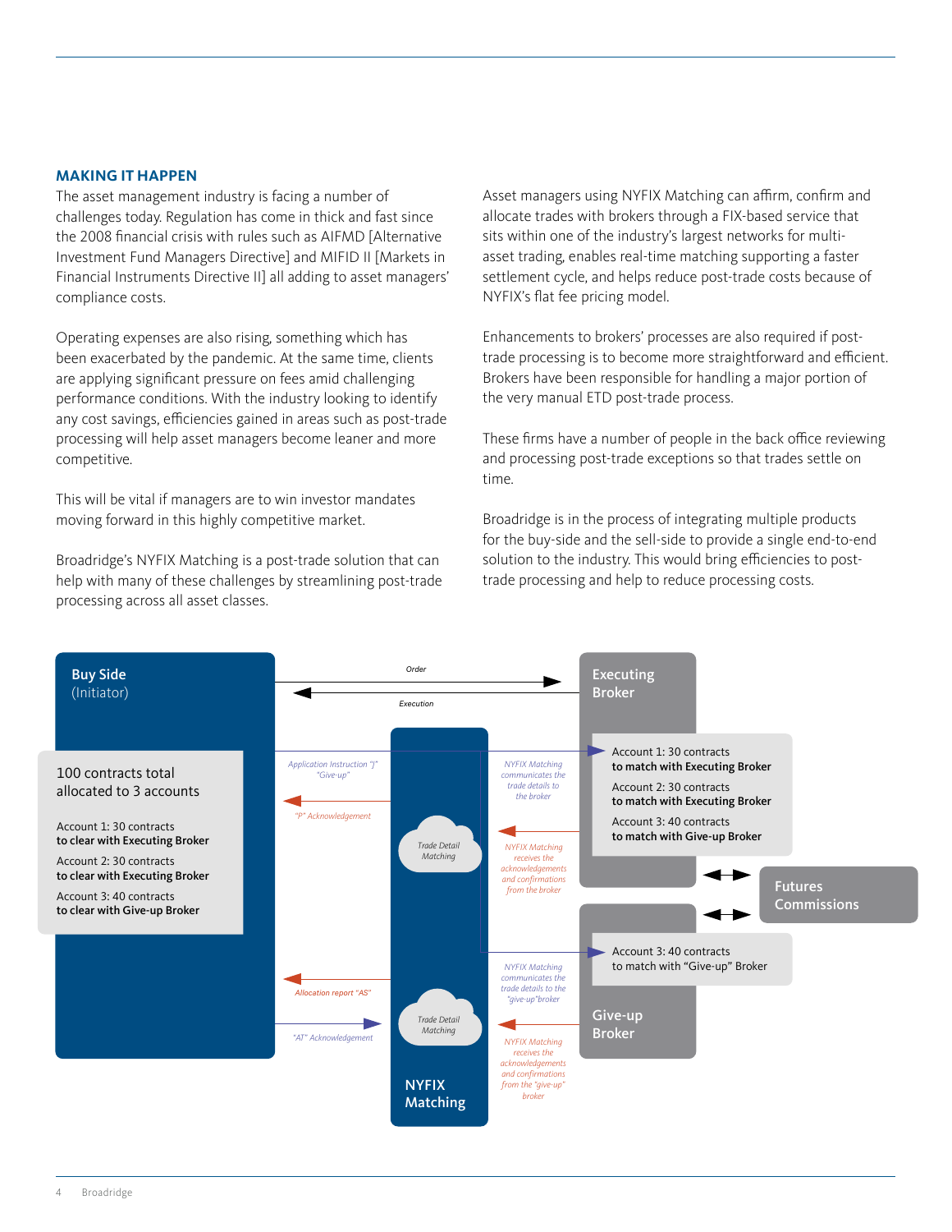## MAKING IT HAPPEN

The asset management industry is facing a number of challenges today. Regulation has come in thick and fast since the 2008 financial crisis with rules such as AIFMD [Alternative Investment Fund Managers Directive] and MIFID II [Markets in Financial Instruments Directive II] all adding to asset managers' compliance costs.

Operating expenses are also rising, something which has been exacerbated by the pandemic. At the same time, clients are applying significant pressure on fees amid challenging performance conditions. With the industry looking to identify any cost savings, efficiencies gained in areas such as post-trade processing will help asset managers become leaner and more competitive.

This will be vital if managers are to win investor mandates moving forward in this highly competitive market.

Broadridge's NYFIX Matching is a post-trade solution that can help with many of these challenges by streamlining post-trade processing across all asset classes.

Asset managers using NYFIX Matching can affirm, confirm and allocate trades with brokers through a FIX-based service that sits within one of the industry's largest networks for multi-asset trading, enables real-time matching supporting a faster settlement cycle, and helps reduce post-trade costs because of NYFIX's flat fee pricing model.

Enhancements to brokers' processes are also required if post-trade processing is to become more straightforward and efficient. Brokers have been responsible for handling a major portion of the very manual ETD post-trade process.

These firms have a number of people in the back office reviewing and processing post-trade exceptions so that trades settle on time.

Broadridge is in the process of integrating multiple products for the buy-side and the sell-side to provide a single end-to-end solution to the industry. This would bring efficiencies to post-trade processing and help to reduce processing costs.

**Buy Side** (Initiator)

100 contracts total allocated to 3 accounts

Account 1: 30 contracts
**to clear with Executing Broker**

Account 2: 30 contracts
**to clear with Executing Broker**

Account 3: 40 contracts
**to clear with Give-up Broker**

*Order*

*Execution*

*Application Instruction "J" "Give-up"*

*"P" Acknowledgement*

*Allocation report "AS"*

*"AT" Acknowledgement*

**NYFIX Matching**

*Trade Detail Matching*

*Trade Detail Matching*

*NYFIX Matching communicates the trade details to the broker*

*NYFIX Matching receives the acknowledgements and confirmations from the broker*

*NYFIX Matching communicates the trade details to the "give-up" broker*

*NYFIX Matching receives the acknowledgements and confirmations from the "give-up" broker*

**Executing Broker**

Account 1: 30 contracts
**to match with Executing Broker**

Account 2: 30 contracts
**to match with Executing Broker**

Account 3: 40 contracts
**to match with Give-up Broker**

**Futures Commissions**

**Give-up Broker**

Account 3: 40 contracts
to match with "Give-up" Broker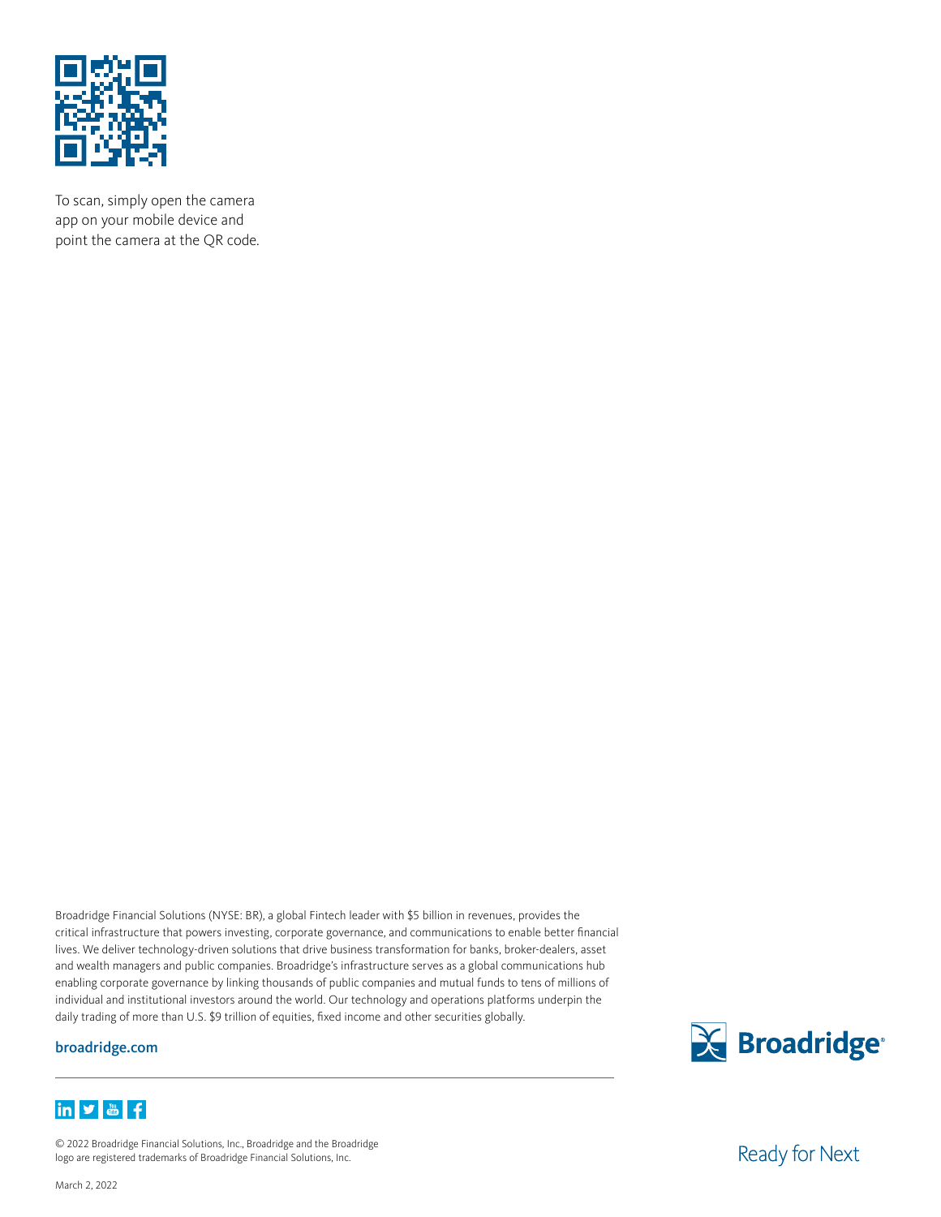To scan, simply open the camera app on your mobile device and point the camera at the QR code.

Broadridge Financial Solutions (NYSE: BR), a global Fintech leader with $5 billion in revenues, provides the critical infrastructure that powers investing, corporate governance, and communications to enable better financial lives. We deliver technology-driven solutions that drive business transformation for banks, broker-dealers, asset and wealth managers and public companies. Broadridge's infrastructure serves as a global communications hub enabling corporate governance by linking thousands of public companies and mutual funds to tens of millions of individual and institutional investors around the world. Our technology and operations platforms underpin the daily trading of more than U.S. $9 trillion of equities, fixed income and other securities globally.

**broadridge.com**

Broadridge®

© 2022 Broadridge Financial Solutions, Inc., Broadridge and the Broadridge logo are registered trademarks of Broadridge Financial Solutions, Inc.

Ready for Next

March 2, 2022